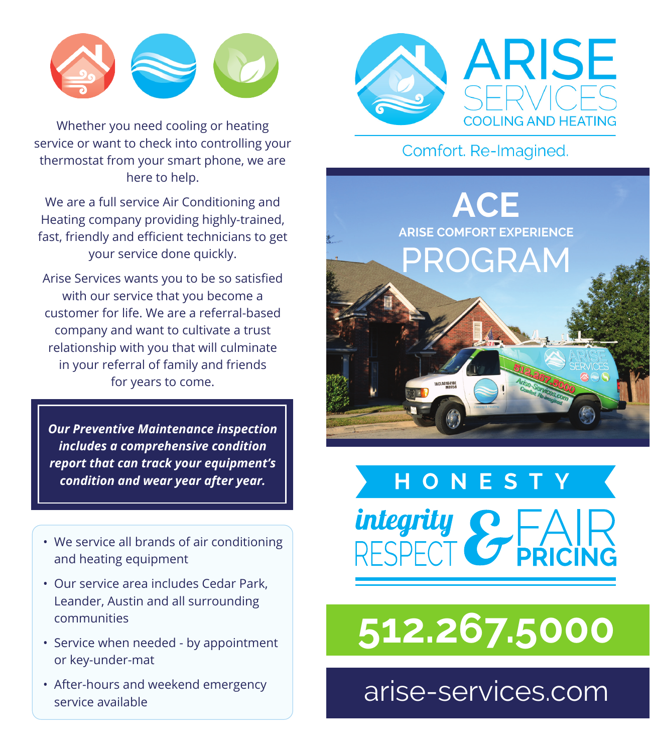Whether you need cooling or heating service or want to check into controlling your thermostat from your smart phone, we are here to help.

We are a full service Air Conditioning and Heating company providing highly-trained, fast, friendly and efficient technicians to get your service done quickly.

Arise Services wants you to be so satisfied with our service that you become a customer for life. We are a referral-based company and want to cultivate a trust relationship with you that will culminate in your referral of family and friends for years to come.

***Our Preventive Maintenance inspection includes a comprehensive condition report that can track your equipment's condition and wear year after year.***

- We service all brands of air conditioning and heating equipment
- Our service area includes Cedar Park, Leander, Austin and all surrounding communities
- Service when needed - by appointment or key-under-mat
- After-hours and weekend emergency service available

# ARISE SERVICES

COOLING AND HEATING

Comfort. Re-Imagined.

## ACE

**ARISE COMFORT EXPERIENCE**

## PROGRAM

**HONESTY**

*integrity* RESPECT & FAIR **PRICING**

## 512.267.5000

arise-services.com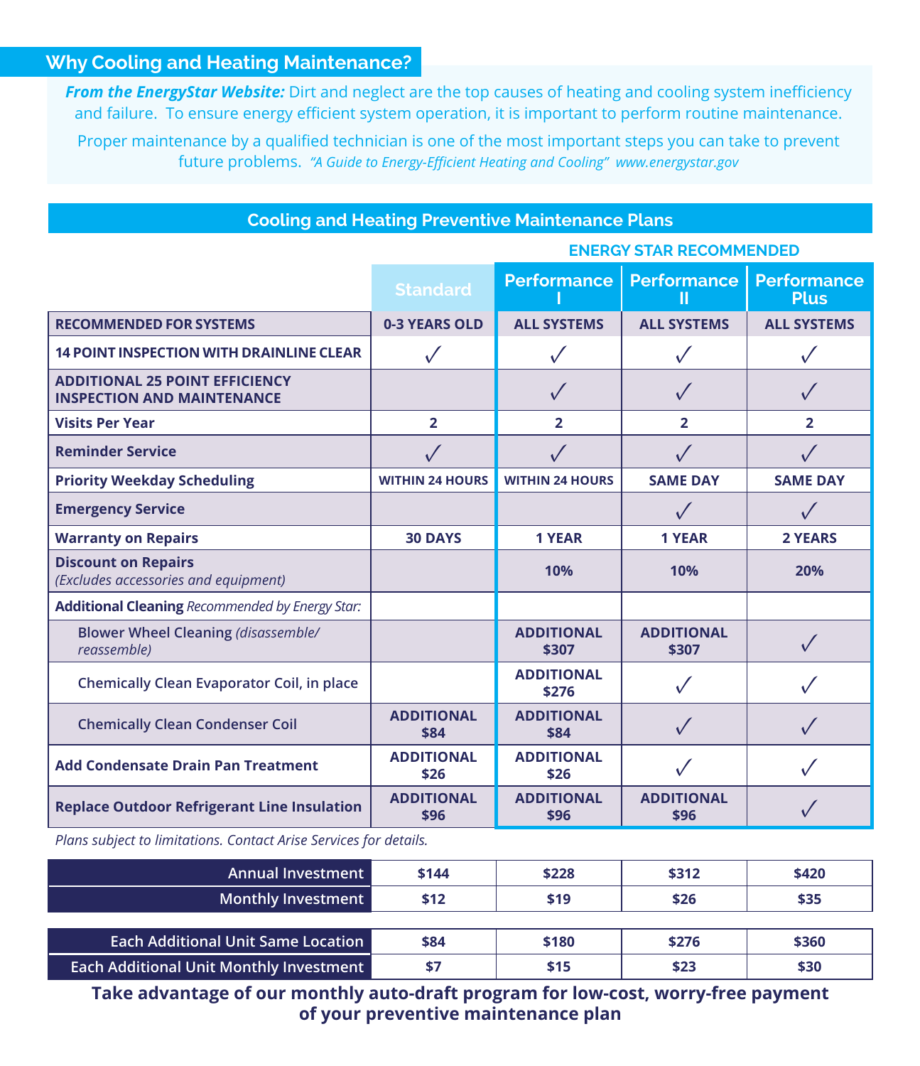## Why Cooling and Heating Maintenance?

***From the EnergyStar Website:*** Dirt and neglect are the top causes of heating and cooling system inefficiency and failure. To ensure energy efficient system operation, it is important to perform routine maintenance.

Proper maintenance by a qualified technician is one of the most important steps you can take to prevent future problems. *"A Guide to Energy-Efficient Heating and Cooling" www.energystar.gov*

## Cooling and Heating Preventive Maintenance Plans

| | | ENERGY STAR RECOMMENDED | | |
|---|---|---|---|---|
| | **Standard** | **Performance I** | **Performance II** | **Performance Plus** |
| **RECOMMENDED FOR SYSTEMS** | 0-3 YEARS OLD | ALL SYSTEMS | ALL SYSTEMS | ALL SYSTEMS |
| **14 POINT INSPECTION WITH DRAINLINE CLEAR** | ✓ | ✓ | ✓ | ✓ |
| **ADDITIONAL 25 POINT EFFICIENCY INSPECTION AND MAINTENANCE** | | ✓ | ✓ | ✓ |
| **Visits Per Year** | 2 | 2 | 2 | 2 |
| **Reminder Service** | ✓ | ✓ | ✓ | ✓ |
| **Priority Weekday Scheduling** | WITHIN 24 HOURS | WITHIN 24 HOURS | SAME DAY | SAME DAY |
| **Emergency Service** | | | ✓ | ✓ |
| **Warranty on Repairs** | 30 DAYS | 1 YEAR | 1 YEAR | 2 YEARS |
| **Discount on Repairs** *(Excludes accessories and equipment)* | | 10% | 10% | 20% |
| **Additional Cleaning** *Recommended by Energy Star:* | | | | |
| Blower Wheel Cleaning *(disassemble/ reassemble)* | | ADDITIONAL $307 | ADDITIONAL $307 | ✓ |
| Chemically Clean Evaporator Coil, in place | | ADDITIONAL $276 | ✓ | ✓ |
| Chemically Clean Condenser Coil | ADDITIONAL $84 | ADDITIONAL $84 | ✓ | ✓ |
| **Add Condensate Drain Pan Treatment** | ADDITIONAL $26 | ADDITIONAL $26 | ✓ | ✓ |
| **Replace Outdoor Refrigerant Line Insulation** | ADDITIONAL $96 | ADDITIONAL $96 | ADDITIONAL $96 | ✓ |

*Plans subject to limitations. Contact Arise Services for details.*

| | | | | |
|---|---|---|---|---|
| Annual Investment | $144 | $228 | $312 | $420 |
| Monthly Investment | $12 | $19 | $26 | $35 |

| | | | | |
|---|---|---|---|---|
| Each Additional Unit Same Location | $84 | $180 | $276 | $360 |
| Each Additional Unit Monthly Investment | $7 | $15 | $23 | $30 |

**Take advantage of our monthly auto-draft program for low-cost, worry-free payment of your preventive maintenance plan**